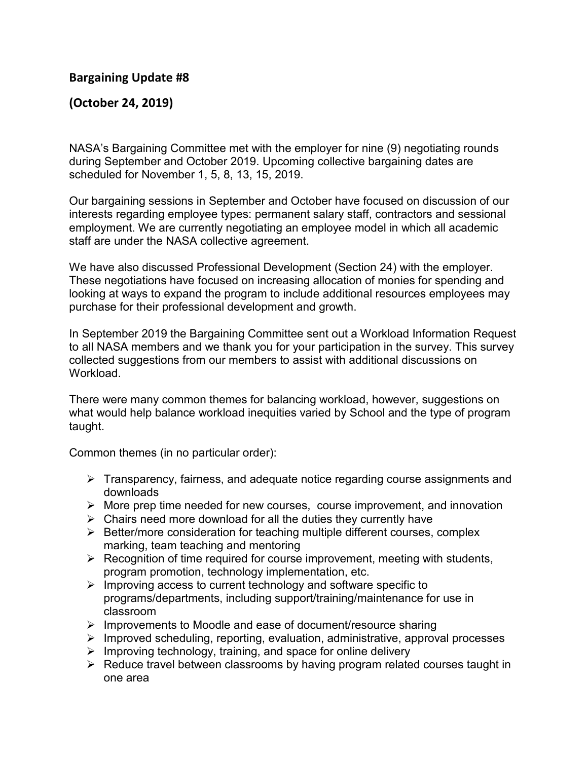## Bargaining Update #8

## (October 24, 2019)

NASA's Bargaining Committee met with the employer for nine (9) negotiating rounds during September and October 2019. Upcoming collective bargaining dates are scheduled for November 1, 5, 8, 13, 15, 2019.

Our bargaining sessions in September and October have focused on discussion of our interests regarding employee types: permanent salary staff, contractors and sessional employment. We are currently negotiating an employee model in which all academic staff are under the NASA collective agreement.

We have also discussed Professional Development (Section 24) with the employer. These negotiations have focused on increasing allocation of monies for spending and looking at ways to expand the program to include additional resources employees may purchase for their professional development and growth.

In September 2019 the Bargaining Committee sent out a Workload Information Request to all NASA members and we thank you for your participation in the survey. This survey collected suggestions from our members to assist with additional discussions on Workload.

There were many common themes for balancing workload, however, suggestions on what would help balance workload inequities varied by School and the type of program taught.

Common themes (in no particular order):

- Transparency, fairness, and adequate notice regarding course assignments and downloads
- More prep time needed for new courses, course improvement, and innovation
- Chairs need more download for all the duties they currently have
- Better/more consideration for teaching multiple different courses, complex marking, team teaching and mentoring
- Recognition of time required for course improvement, meeting with students, program promotion, technology implementation, etc.
- Improving access to current technology and software specific to programs/departments, including support/training/maintenance for use in classroom
- Improvements to Moodle and ease of document/resource sharing
- Improved scheduling, reporting, evaluation, administrative, approval processes
- Improving technology, training, and space for online delivery
- Reduce travel between classrooms by having program related courses taught in one area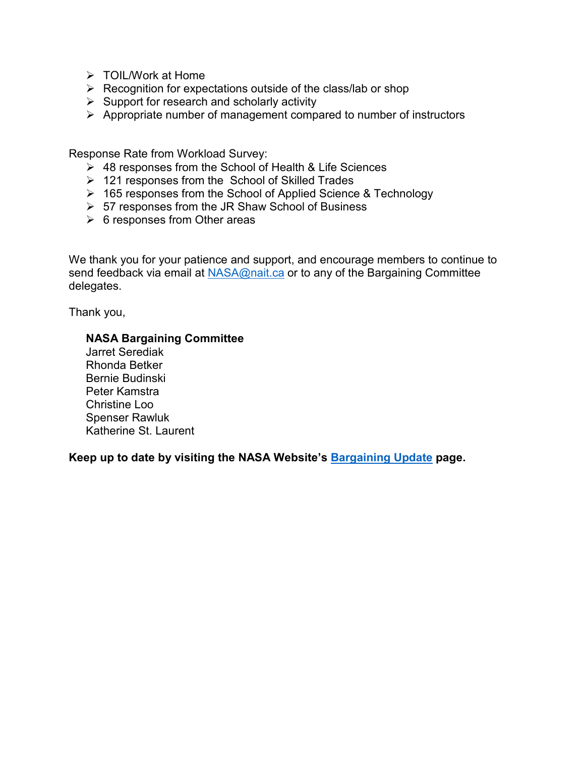- TOIL/Work at Home
- Recognition for expectations outside of the class/lab or shop
- Support for research and scholarly activity
- Appropriate number of management compared to number of instructors

Response Rate from Workload Survey:

- 48 responses from the School of Health & Life Sciences
- 121 responses from the School of Skilled Trades
- 165 responses from the School of Applied Science & Technology
- 57 responses from the JR Shaw School of Business
- 6 responses from Other areas

We thank you for your patience and support, and encourage members to continue to send feedback via email at NASA@nait.ca or to any of the Bargaining Committee delegates.

Thank you,

**NASA Bargaining Committee**
Jarret Serediak
Rhonda Betker
Bernie Budinski
Peter Kamstra
Christine Loo
Spenser Rawluk
Katherine St. Laurent

**Keep up to date by visiting the NASA Website's Bargaining Update page.**